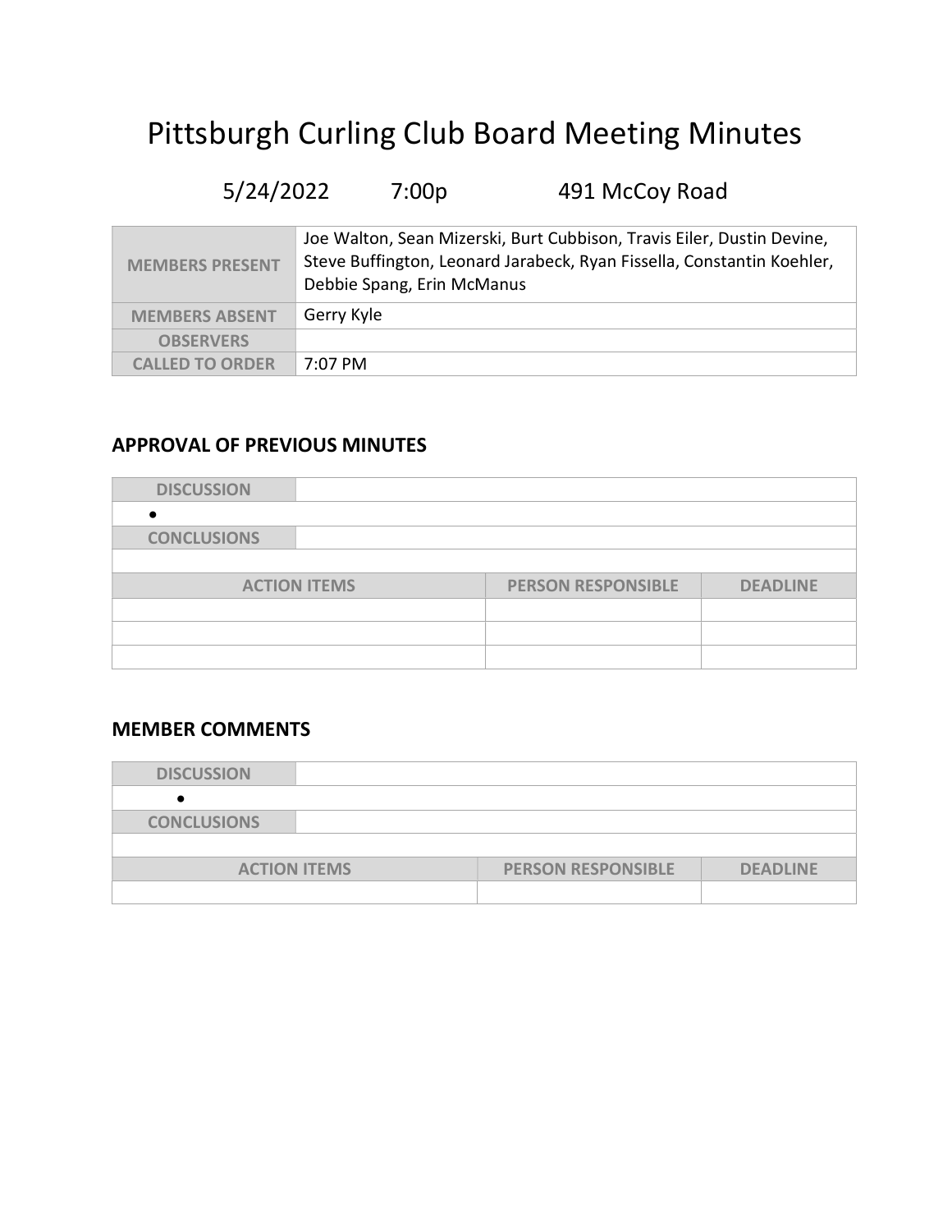# Pittsburgh Curling Club Board Meeting Minutes

5/24/2022 7:00p 491 McCoy Road

| | |
|---|---|
| MEMBERS PRESENT | Joe Walton, Sean Mizerski, Burt Cubbison, Travis Eiler, Dustin Devine, Steve Buffington, Leonard Jarabeck, Ryan Fissella, Constantin Koehler, Debbie Spang, Erin McManus |
| MEMBERS ABSENT | Gerry Kyle |
| OBSERVERS | |
| CALLED TO ORDER | 7:07 PM |

### APPROVAL OF PREVIOUS MINUTES

| | |
|---|---|
| DISCUSSION | |
| • | |
| CONCLUSIONS | |
| | |

| ACTION ITEMS | PERSON RESPONSIBLE | DEADLINE |
|---|---|---|
| | | |
| | | |
| | | |

### MEMBER COMMENTS

| | |
|---|---|
| DISCUSSION | |
| • | |
| CONCLUSIONS | |
| | |

| ACTION ITEMS | PERSON RESPONSIBLE | DEADLINE |
|---|---|---|
| | | |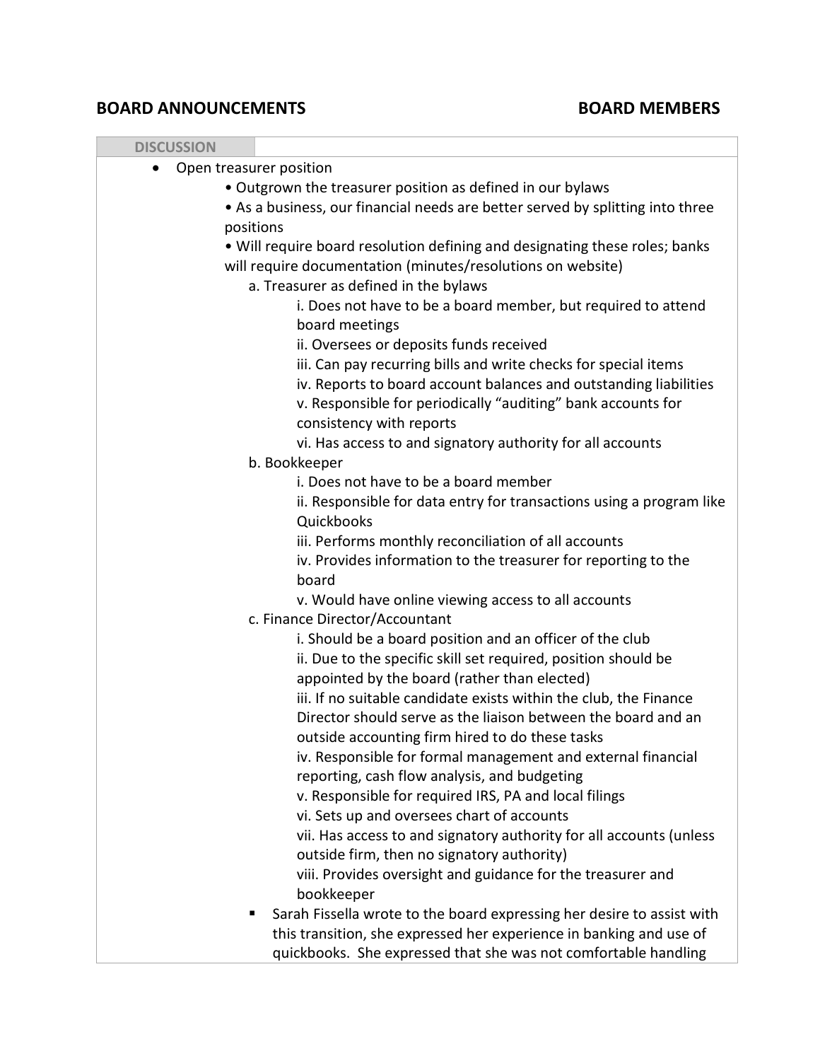**BOARD ANNOUNCEMENTS** **BOARD MEMBERS**

**DISCUSSION**

- Open treasurer position
  - • Outgrown the treasurer position as defined in our bylaws
  - • As a business, our financial needs are better served by splitting into three positions
  - • Will require board resolution defining and designating these roles; banks will require documentation (minutes/resolutions on website)
    - a. Treasurer as defined in the bylaws
      - i. Does not have to be a board member, but required to attend board meetings
      - ii. Oversees or deposits funds received
      - iii. Can pay recurring bills and write checks for special items
      - iv. Reports to board account balances and outstanding liabilities
      - v. Responsible for periodically "auditing" bank accounts for consistency with reports
      - vi. Has access to and signatory authority for all accounts
    - b. Bookkeeper
      - i. Does not have to be a board member
      - ii. Responsible for data entry for transactions using a program like Quickbooks
      - iii. Performs monthly reconciliation of all accounts
      - iv. Provides information to the treasurer for reporting to the board
      - v. Would have online viewing access to all accounts
    - c. Finance Director/Accountant
      - i. Should be a board position and an officer of the club
      - ii. Due to the specific skill set required, position should be appointed by the board (rather than elected)
      - iii. If no suitable candidate exists within the club, the Finance Director should serve as the liaison between the board and an outside accounting firm hired to do these tasks
      - iv. Responsible for formal management and external financial reporting, cash flow analysis, and budgeting
      - v. Responsible for required IRS, PA and local filings
      - vi. Sets up and oversees chart of accounts
      - vii. Has access to and signatory authority for all accounts (unless outside firm, then no signatory authority)
      - viii. Provides oversight and guidance for the treasurer and bookkeeper
    - ▪ Sarah Fissella wrote to the board expressing her desire to assist with this transition, she expressed her experience in banking and use of quickbooks. She expressed that she was not comfortable handling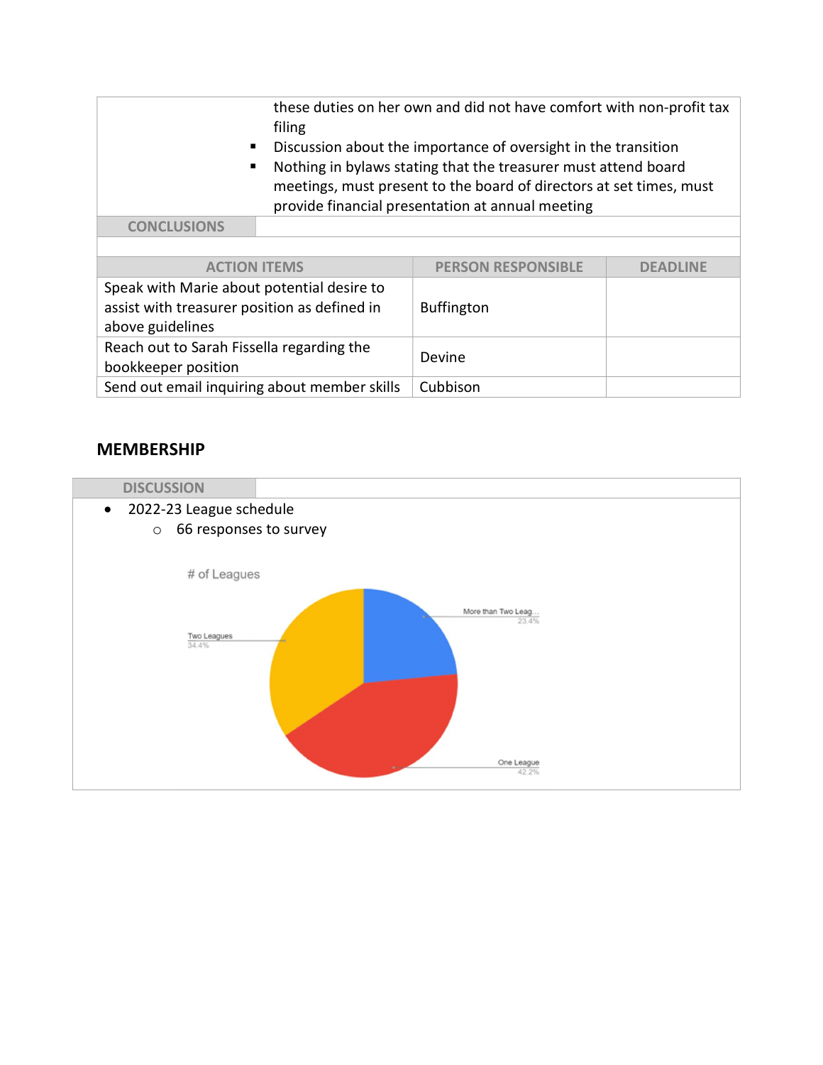these duties on her own and did not have comfort with non-profit tax filing

- Discussion about the importance of oversight in the transition
- Nothing in bylaws stating that the treasurer must attend board meetings, must present to the board of directors at set times, must provide financial presentation at annual meeting

**CONCLUSIONS**

| ACTION ITEMS | PERSON RESPONSIBLE | DEADLINE |
|---|---|---|
| Speak with Marie about potential desire to assist with treasurer position as defined in above guidelines | Buffington | |
| Reach out to Sarah Fissella regarding the bookkeeper position | Devine | |
| Send out email inquiring about member skills | Cubbison | |

## MEMBERSHIP

**DISCUSSION**

- 2022-23 League schedule
  - 66 responses to survey

# of Leagues

More than Two Leag...
23.4%

Two Leagues
34.4%

One League
42.2%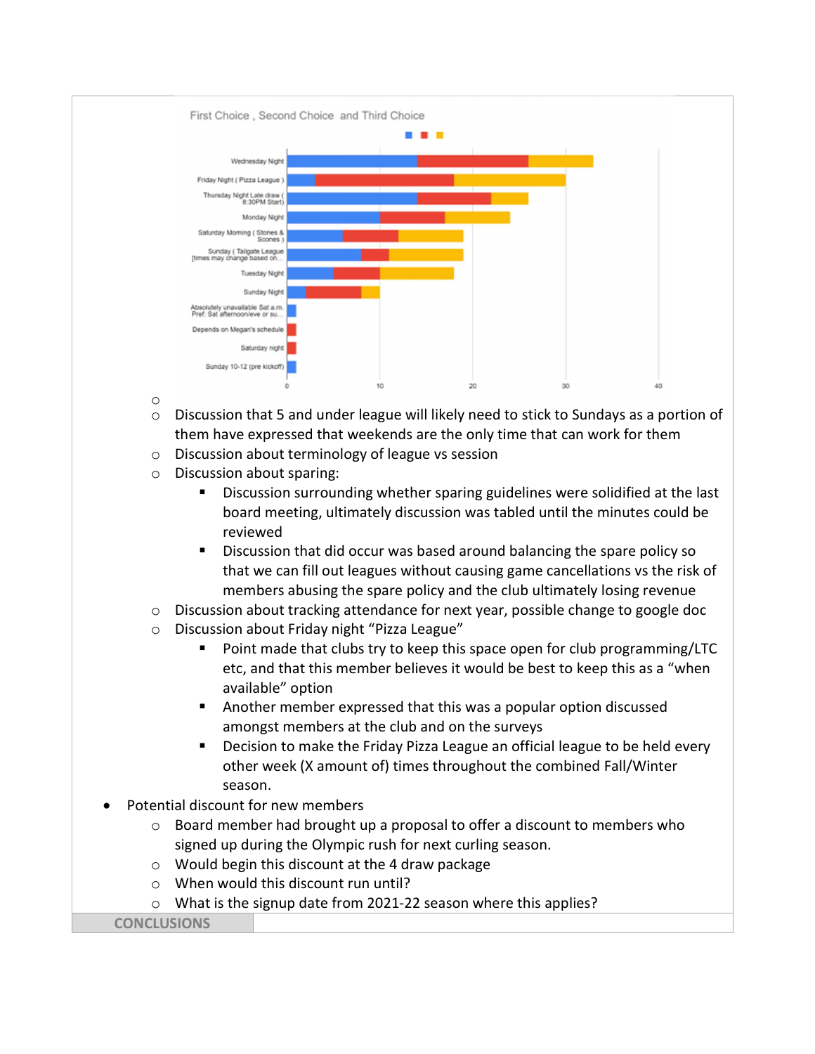First Choice , Second Choice and Third Choice

Wednesday Night
Friday Night ( Pizza League )
Thursday Night Late draw ( 8:30PM Start)
Monday Night
Saturday Morning ( Stones & Scones )
Sunday ( Tailgate League [times may change based on…
Tuesday Night
Sunday Night
Absolutely unavailable Sat a.m. Pref: Sat afternoon/eve or su…
Depends on Megan's schedule
Saturday night
Sunday 10-12 (pre kickoff)

0 10 20 30 40

- Discussion that 5 and under league will likely need to stick to Sundays as a portion of them have expressed that weekends are the only time that can work for them
- Discussion about terminology of league vs session
- Discussion about sparing:
    - Discussion surrounding whether sparing guidelines were solidified at the last board meeting, ultimately discussion was tabled until the minutes could be reviewed
    - Discussion that did occur was based around balancing the spare policy so that we can fill out leagues without causing game cancellations vs the risk of members abusing the spare policy and the club ultimately losing revenue
- Discussion about tracking attendance for next year, possible change to google doc
- Discussion about Friday night "Pizza League"
    - Point made that clubs try to keep this space open for club programming/LTC etc, and that this member believes it would be best to keep this as a "when available" option
    - Another member expressed that this was a popular option discussed amongst members at the club and on the surveys
    - Decision to make the Friday Pizza League an official league to be held every other week (X amount of) times throughout the combined Fall/Winter season.

- Potential discount for new members
    - Board member had brought up a proposal to offer a discount to members who signed up during the Olympic rush for next curling season.
    - Would begin this discount at the 4 draw package
    - When would this discount run until?
    - What is the signup date from 2021-22 season where this applies?

**CONCLUSIONS**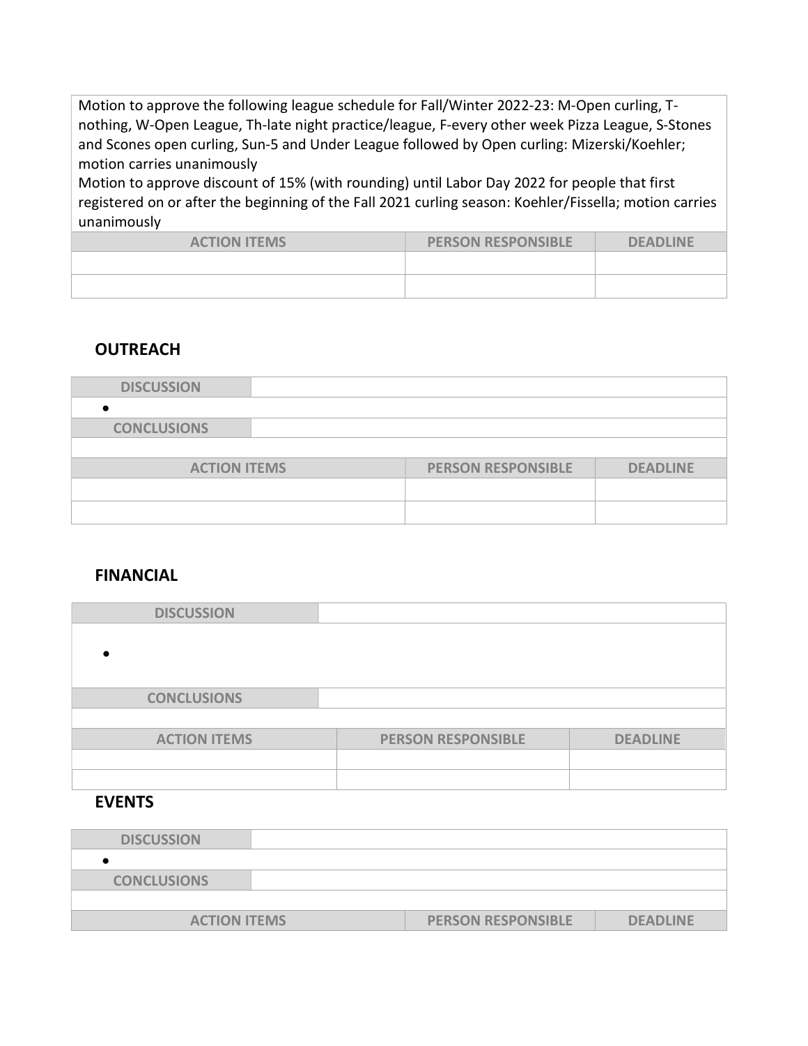Motion to approve the following league schedule for Fall/Winter 2022-23: M-Open curling, T-nothing, W-Open League, Th-late night practice/league, F-every other week Pizza League, S-Stones and Scones open curling, Sun-5 and Under League followed by Open curling: Mizerski/Koehler; motion carries unanimously

Motion to approve discount of 15% (with rounding) until Labor Day 2022 for people that first registered on or after the beginning of the Fall 2021 curling season: Koehler/Fissella; motion carries unanimously

| ACTION ITEMS | PERSON RESPONSIBLE | DEADLINE |
|---|---|---|
| | | |
| | | |

## OUTREACH

**DISCUSSION**

- 

**CONCLUSIONS**

| ACTION ITEMS | PERSON RESPONSIBLE | DEADLINE |
|---|---|---|
| | | |
| | | |

## FINANCIAL

**DISCUSSION**

- 

**CONCLUSIONS**

| ACTION ITEMS | PERSON RESPONSIBLE | DEADLINE |
|---|---|---|
| | | |
| | | |

## EVENTS

**DISCUSSION**

- 

**CONCLUSIONS**

| ACTION ITEMS | PERSON RESPONSIBLE | DEADLINE |
|---|---|---|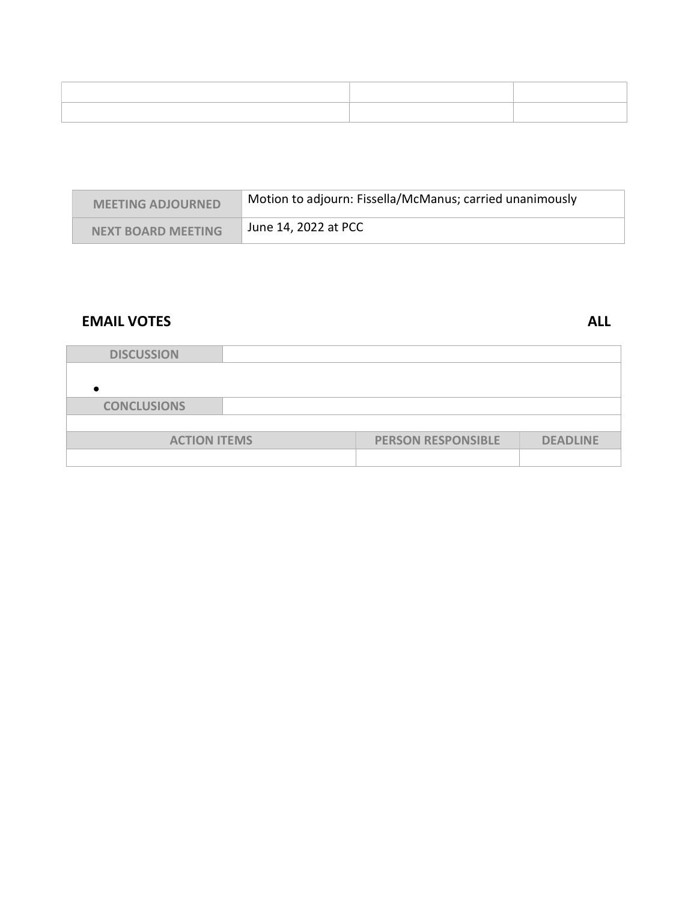| | | |
|---|---|---|
| | | |
| | | |

| | |
|---|---|
| **MEETING ADJOURNED** | Motion to adjourn: Fissella/McManus; carried unanimously |
| **NEXT BOARD MEETING** | June 14, 2022 at PCC |

**EMAIL VOTES** **ALL**

| | |
|---|---|
| **DISCUSSION** | |
| • | |
| **CONCLUSIONS** | |
| | |

| ACTION ITEMS | PERSON RESPONSIBLE | DEADLINE |
|---|---|---|
| | | |